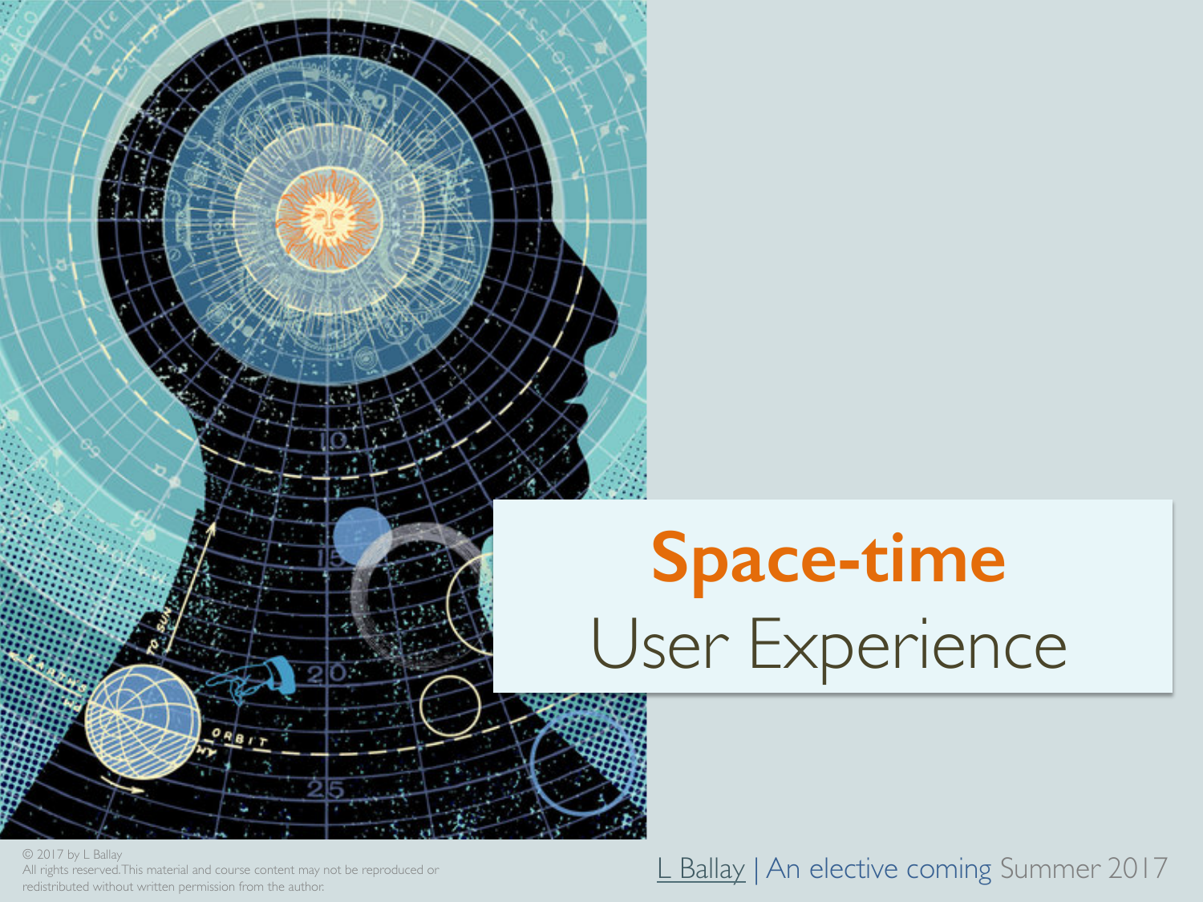# Space-time

## User Experience

L Ballay | An elective coming Summer 2017

© 2017 by L Ballay
All rights reserved. This material and course content may not be reproduced or redistributed without written permission from the author.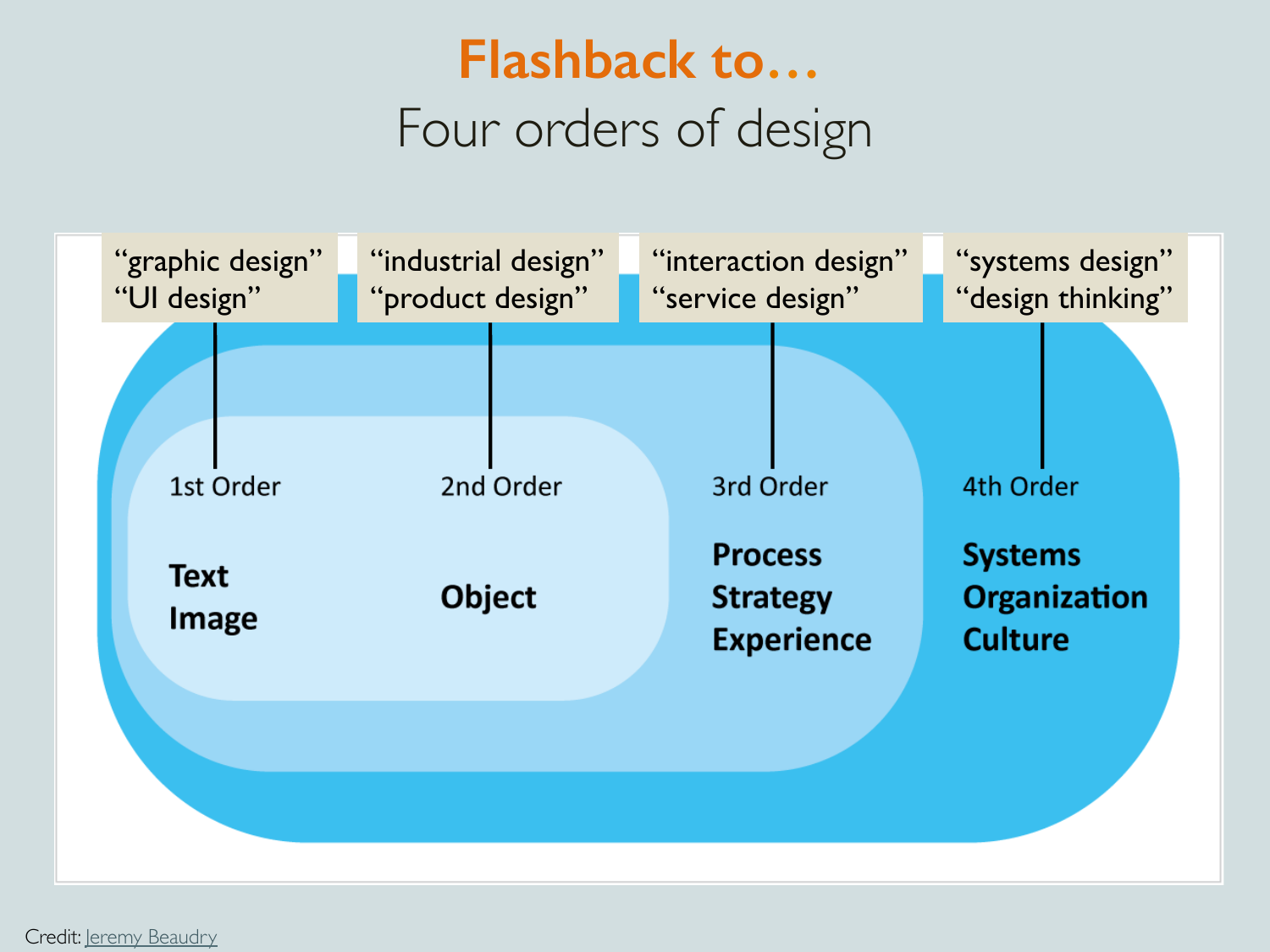# Flashback to…

## Four orders of design

| "graphic design" "UI design" | "industrial design" "product design" | "interaction design" "service design" | "systems design" "design thinking" |
| --- | --- | --- | --- |
| 1st Order | 2nd Order | 3rd Order | 4th Order |
| **Text** **Image** | **Object** | **Process** **Strategy** **Experience** | **Systems** **Organization** **Culture** |

Credit: Jeremy Beaudry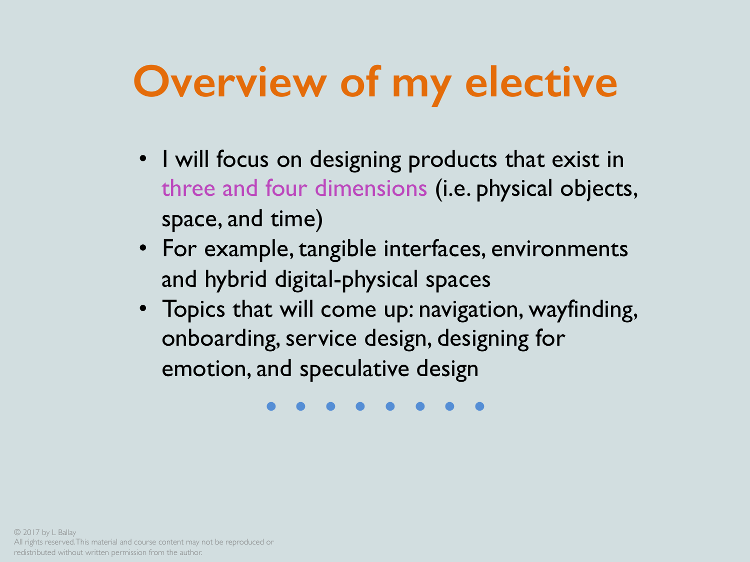# Overview of my elective

- I will focus on designing products that exist in three and four dimensions (i.e. physical objects, space, and time)
- For example, tangible interfaces, environments and hybrid digital-physical spaces
- Topics that will come up: navigation, wayfinding, onboarding, service design, designing for emotion, and speculative design

© 2017 by L Ballay
All rights reserved. This material and course content may not be reproduced or redistributed without written permission from the author.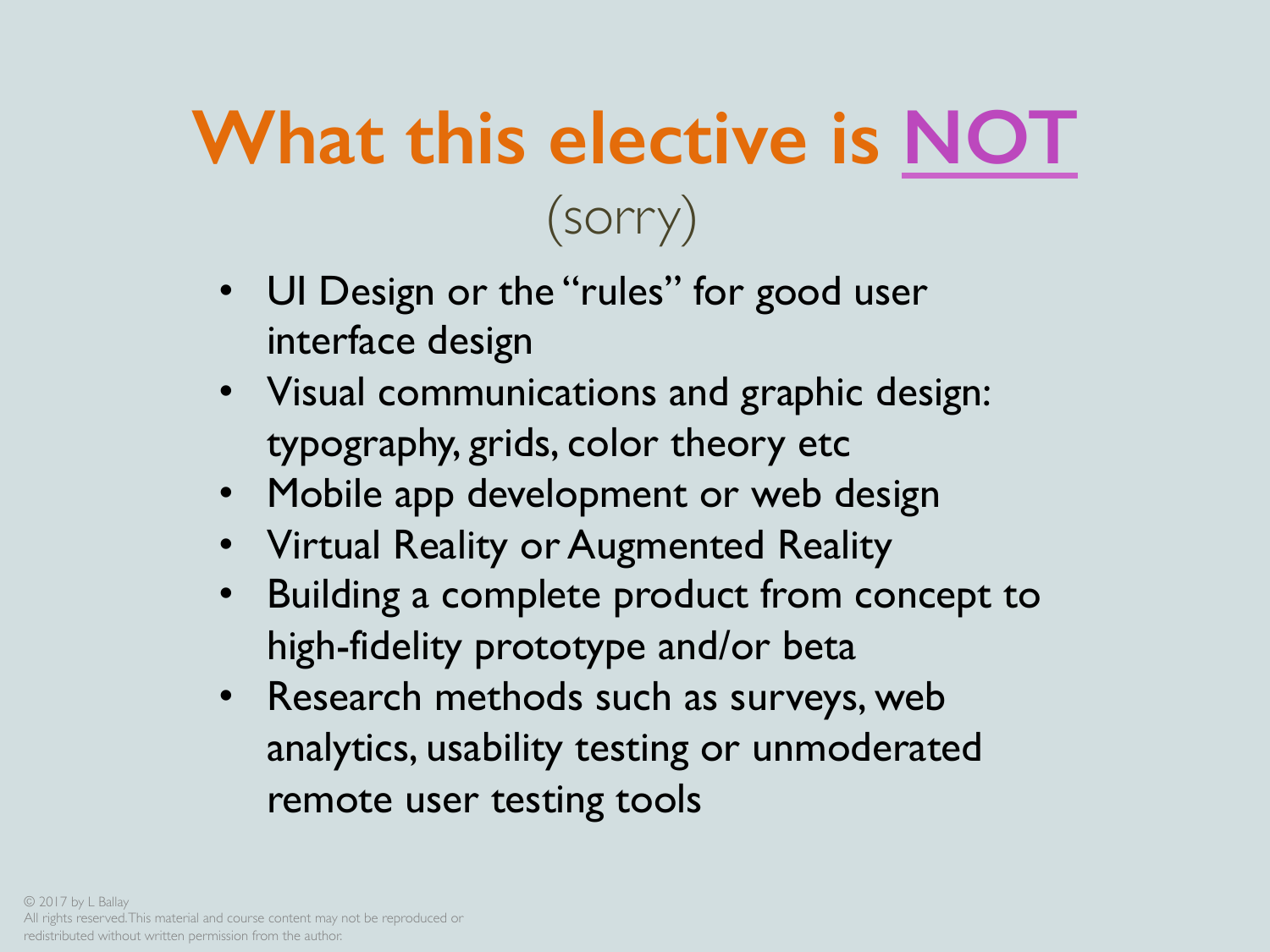# What this elective is NOT

(sorry)

- UI Design or the "rules" for good user interface design
- Visual communications and graphic design: typography, grids, color theory etc
- Mobile app development or web design
- Virtual Reality or Augmented Reality
- Building a complete product from concept to high-fidelity prototype and/or beta
- Research methods such as surveys, web analytics, usability testing or unmoderated remote user testing tools

© 2017 by L Ballay
All rights reserved. This material and course content may not be reproduced or redistributed without written permission from the author.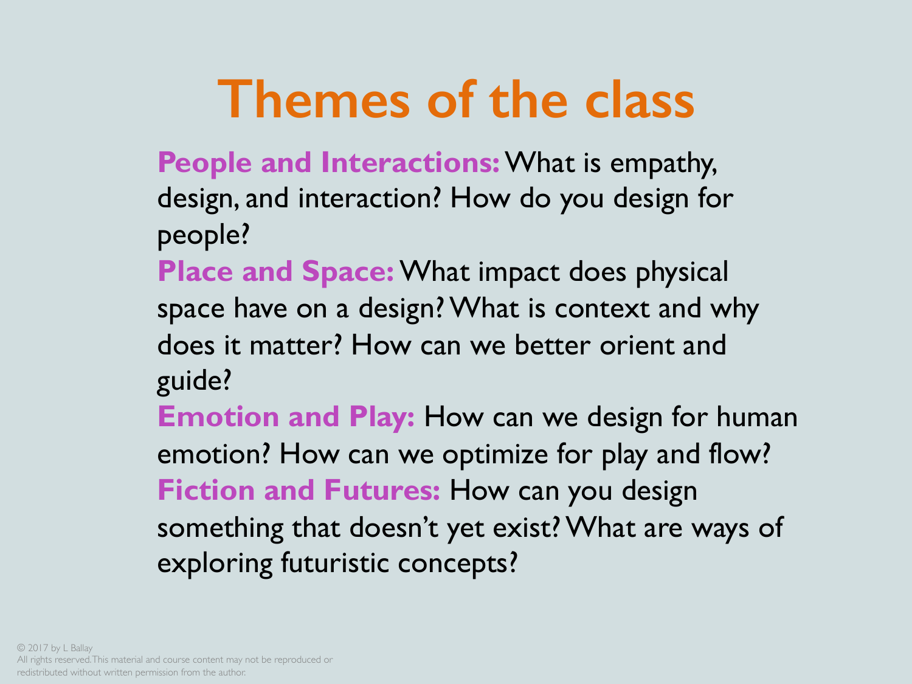# Themes of the class

**People and Interactions:** What is empathy, design, and interaction? How do you design for people?

**Place and Space:** What impact does physical space have on a design? What is context and why does it matter? How can we better orient and guide?

**Emotion and Play:** How can we design for human emotion? How can we optimize for play and flow?

**Fiction and Futures:** How can you design something that doesn't yet exist? What are ways of exploring futuristic concepts?

© 2017 by L Ballay
All rights reserved. This material and course content may not be reproduced or redistributed without written permission from the author.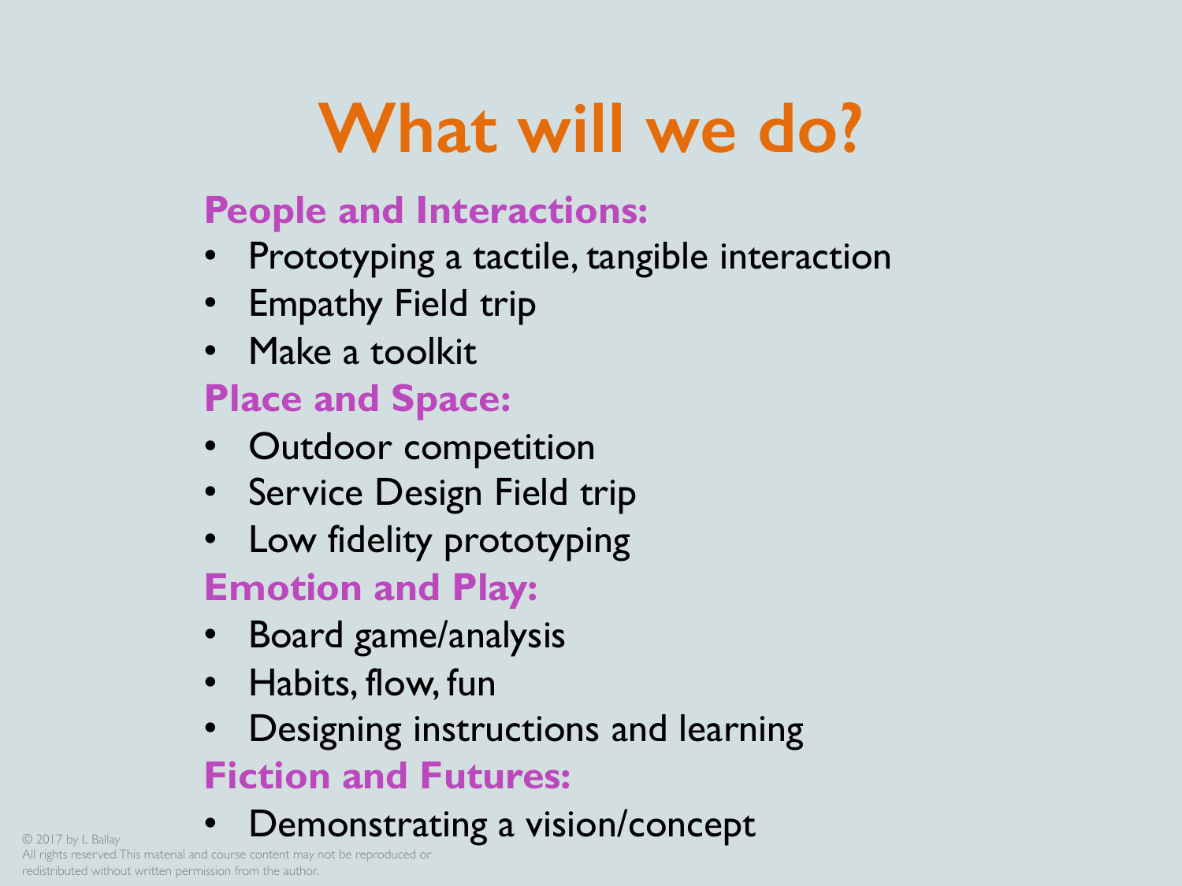# What will we do?

**People and Interactions:**

- Prototyping a tactile, tangible interaction
- Empathy Field trip
- Make a toolkit

**Place and Space:**

- Outdoor competition
- Service Design Field trip
- Low fidelity prototyping

**Emotion and Play:**

- Board game/analysis
- Habits, flow, fun
- Designing instructions and learning

**Fiction and Futures:**

- Demonstrating a vision/concept

© 2017 by L Ballay
All rights reserved. This material and course content may not be reproduced or redistributed without written permission from the author.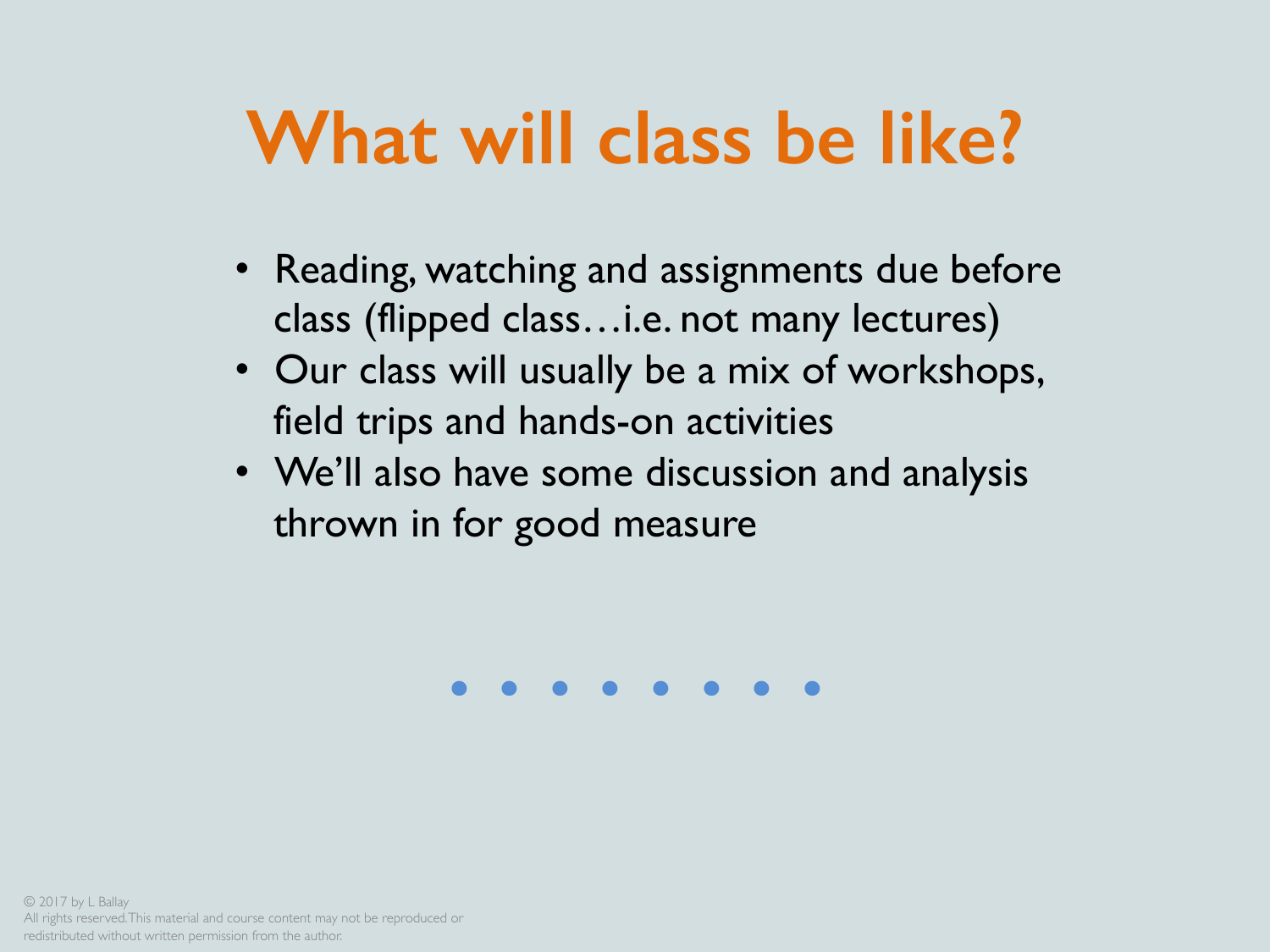# What will class be like?

- Reading, watching and assignments due before class (flipped class…i.e. not many lectures)
- Our class will usually be a mix of workshops, field trips and hands-on activities
- We'll also have some discussion and analysis thrown in for good measure

© 2017 by L Ballay
All rights reserved. This material and course content may not be reproduced or redistributed without written permission from the author.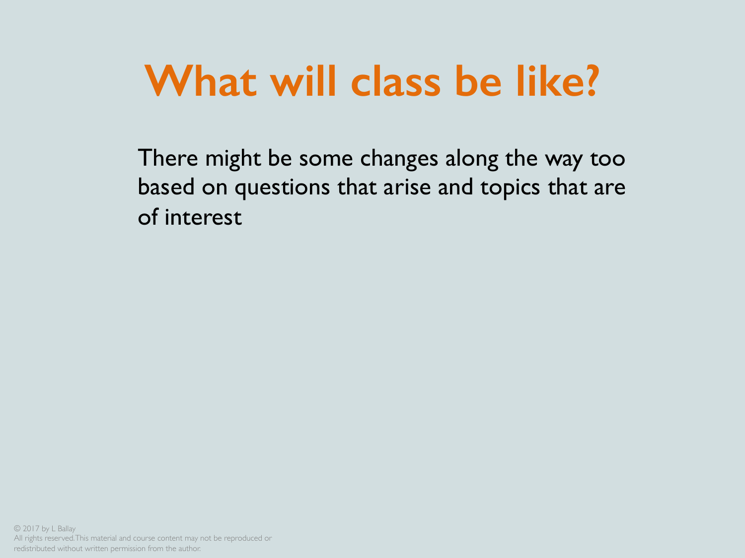# What will class be like?

There might be some changes along the way too based on questions that arise and topics that are of interest

© 2017 by L Ballay
All rights reserved. This material and course content may not be reproduced or redistributed without written permission from the author.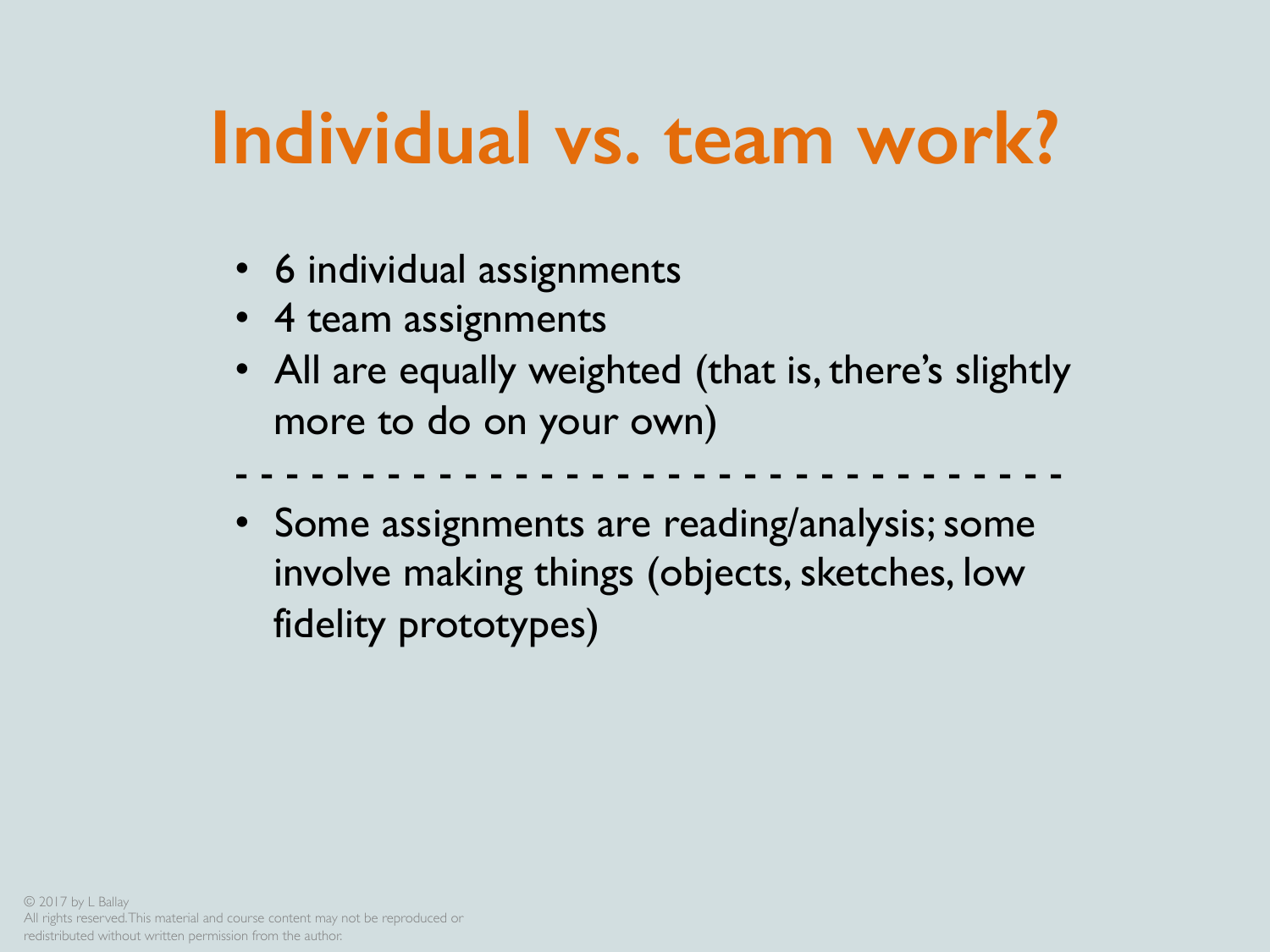# Individual vs. team work?

- 6 individual assignments
- 4 team assignments
- All are equally weighted (that is, there's slightly more to do on your own)

- - - - - - - - - - - - - - - - - - - - - - - - - - - - - - - - -

- Some assignments are reading/analysis; some involve making things (objects, sketches, low fidelity prototypes)

© 2017 by L Ballay
All rights reserved. This material and course content may not be reproduced or redistributed without written permission from the author.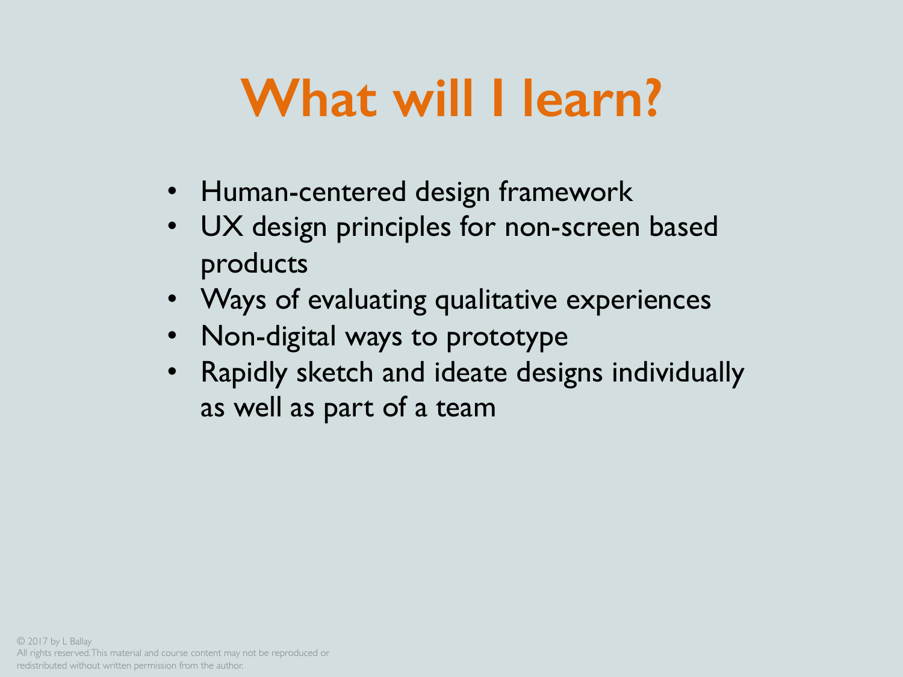# What will I learn?

- Human-centered design framework
- UX design principles for non-screen based products
- Ways of evaluating qualitative experiences
- Non-digital ways to prototype
- Rapidly sketch and ideate designs individually as well as part of a team

© 2017 by L Ballay
All rights reserved. This material and course content may not be reproduced or redistributed without written permission from the author.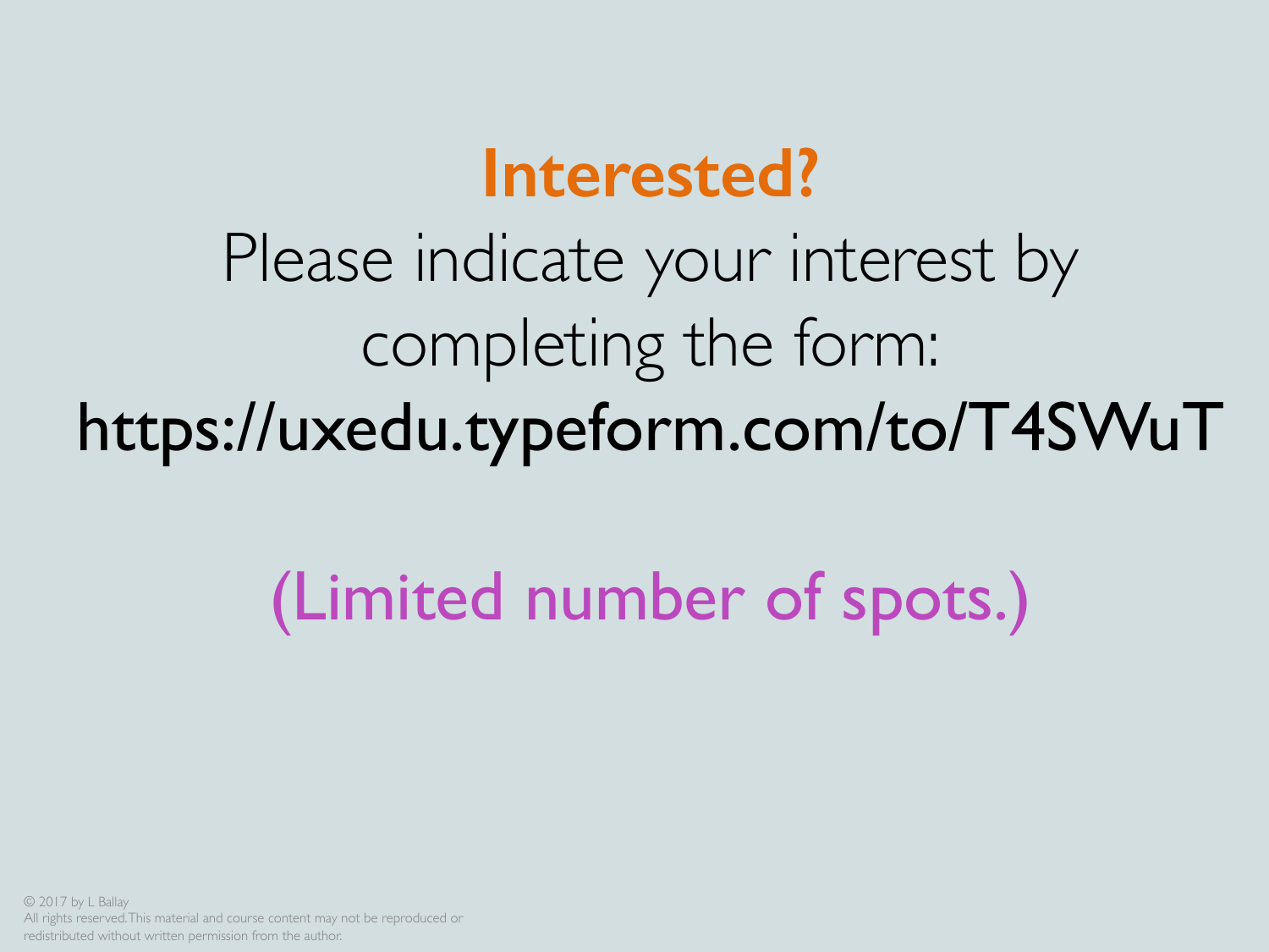# Interested?

Please indicate your interest by completing the form:

https://uxedu.typeform.com/to/T4SWuT

(Limited number of spots.)

© 2017 by L Ballay
All rights reserved. This material and course content may not be reproduced or redistributed without written permission from the author.